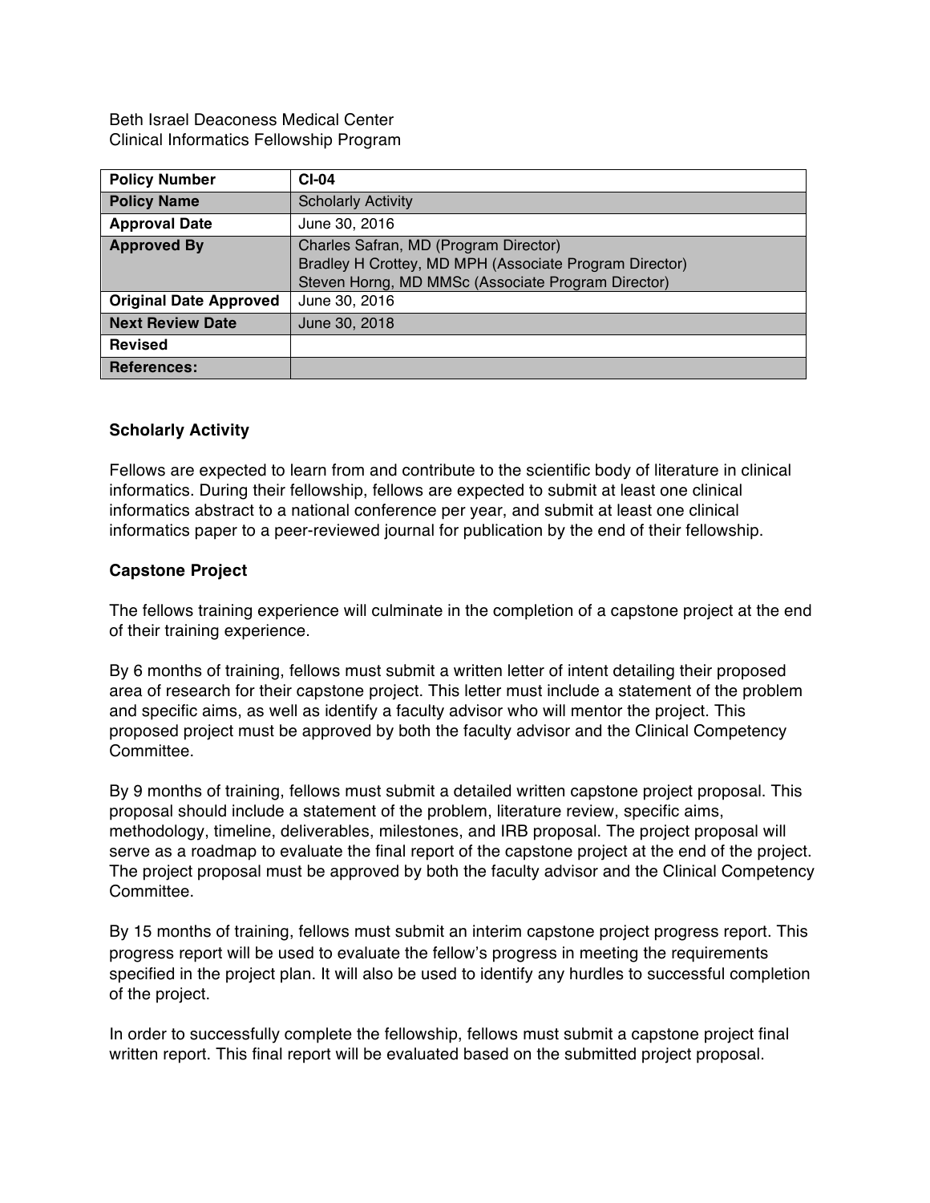Beth Israel Deaconess Medical Center
Clinical Informatics Fellowship Program

| **Policy Number** | **CI-04** |
|---|---|
| **Policy Name** | Scholarly Activity |
| **Approval Date** | June 30, 2016 |
| **Approved By** | Charles Safran, MD (Program Director)<br>Bradley H Crottey, MD MPH (Associate Program Director)<br>Steven Horng, MD MMSc (Associate Program Director) |
| **Original Date Approved** | June 30, 2016 |
| **Next Review Date** | June 30, 2018 |
| **Revised** | |
| **References:** | |

### Scholarly Activity

Fellows are expected to learn from and contribute to the scientific body of literature in clinical informatics. During their fellowship, fellows are expected to submit at least one clinical informatics abstract to a national conference per year, and submit at least one clinical informatics paper to a peer-reviewed journal for publication by the end of their fellowship.

### Capstone Project

The fellows training experience will culminate in the completion of a capstone project at the end of their training experience.

By 6 months of training, fellows must submit a written letter of intent detailing their proposed area of research for their capstone project. This letter must include a statement of the problem and specific aims, as well as identify a faculty advisor who will mentor the project. This proposed project must be approved by both the faculty advisor and the Clinical Competency Committee.

By 9 months of training, fellows must submit a detailed written capstone project proposal. This proposal should include a statement of the problem, literature review, specific aims, methodology, timeline, deliverables, milestones, and IRB proposal. The project proposal will serve as a roadmap to evaluate the final report of the capstone project at the end of the project. The project proposal must be approved by both the faculty advisor and the Clinical Competency Committee.

By 15 months of training, fellows must submit an interim capstone project progress report. This progress report will be used to evaluate the fellow's progress in meeting the requirements specified in the project plan. It will also be used to identify any hurdles to successful completion of the project.

In order to successfully complete the fellowship, fellows must submit a capstone project final written report. This final report will be evaluated based on the submitted project proposal.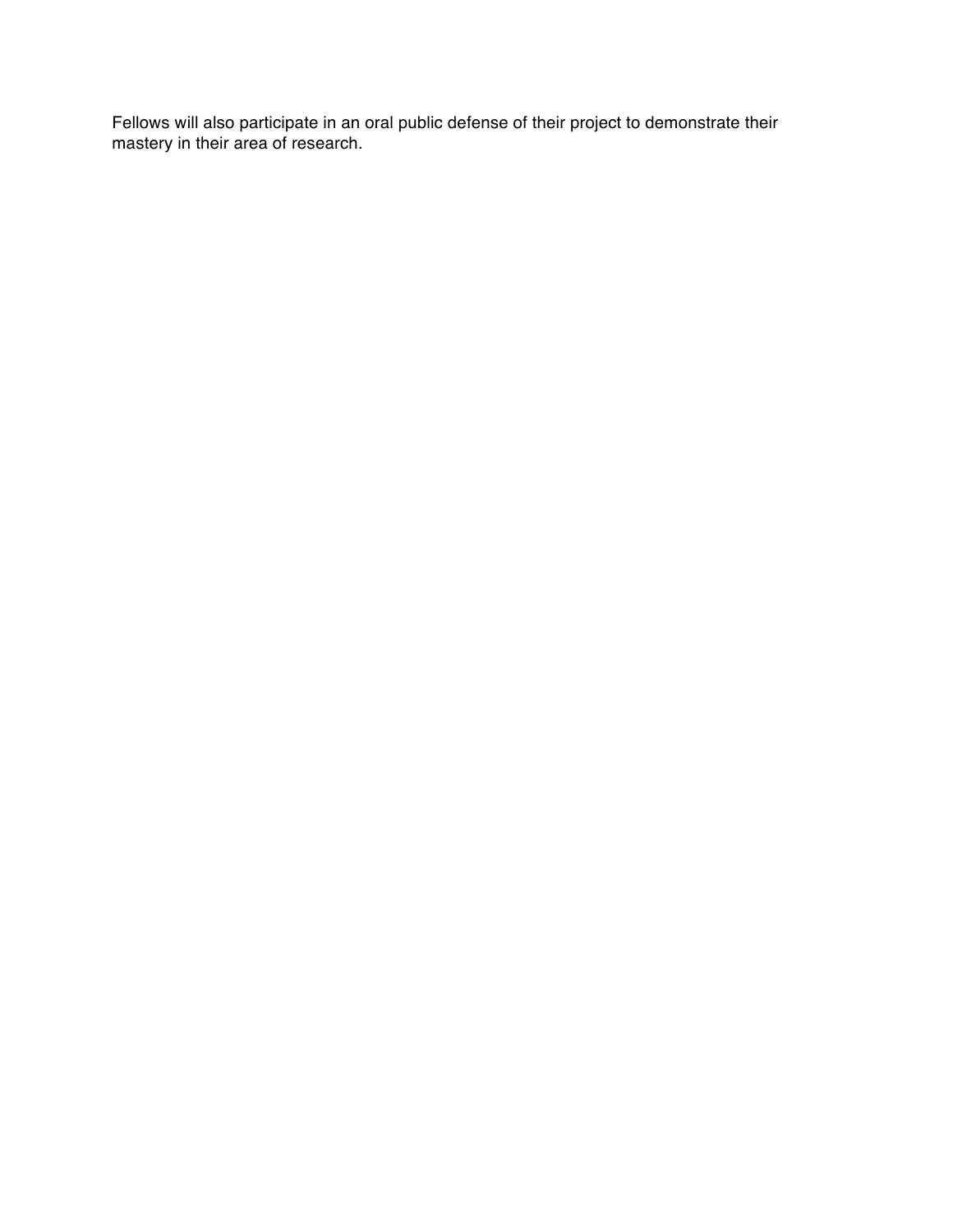Fellows will also participate in an oral public defense of their project to demonstrate their mastery in their area of research.